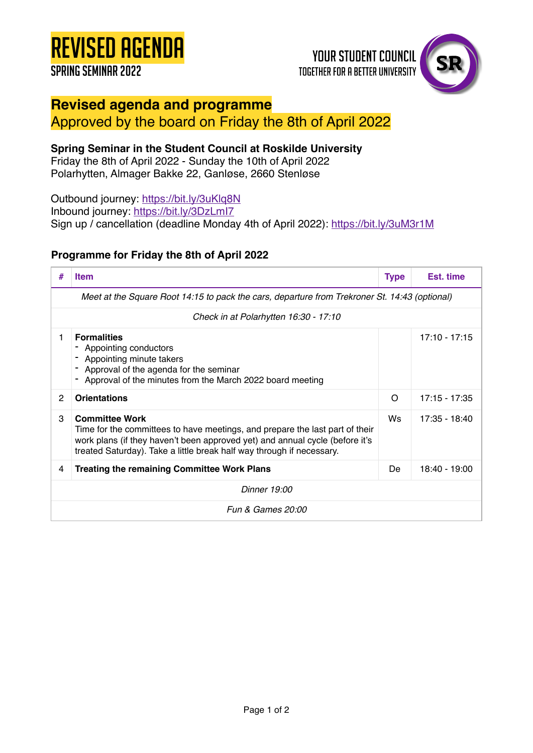# REVISED AGENDA

SPRING SEMINAR 2022

YOUR STUDENT COUNCIL
TOGETHER FOR A BETTER UNIVERSITY

SR

## Revised agenda and programme

Approved by the board on Friday the 8th of April 2022

**Spring Seminar in the Student Council at Roskilde University**
Friday the 8th of April 2022 - Sunday the 10th of April 2022
Polarhytten, Almager Bakke 22, Ganløse, 2660 Stenløse

Outbound journey: https://bit.ly/3uKlq8N
Inbound journey: https://bit.ly/3DzLmI7
Sign up / cancellation (deadline Monday 4th of April 2022): https://bit.ly/3uM3r1M

### Programme for Friday the 8th of April 2022

| # | Item | Type | Est. time |
|---|---|---|---|
| | *Meet at the Square Root 14:15 to pack the cars, departure from Trekroner St. 14:43 (optional)* | | |
| | *Check in at Polarhytten 16:30 - 17:10* | | |
| 1 | **Formalities**<br>- Appointing conductors<br>- Appointing minute takers<br>- Approval of the agenda for the seminar<br>- Approval of the minutes from the March 2022 board meeting | | 17:10 - 17:15 |
| 2 | **Orientations** | O | 17:15 - 17:35 |
| 3 | **Committee Work**<br>Time for the committees to have meetings, and prepare the last part of their work plans (if they haven't been approved yet) and annual cycle (before it's treated Saturday). Take a little break half way through if necessary. | Ws | 17:35 - 18:40 |
| 4 | **Treating the remaining Committee Work Plans** | De | 18:40 - 19:00 |
| | *Dinner 19:00* | | |
| | *Fun & Games 20:00* | | |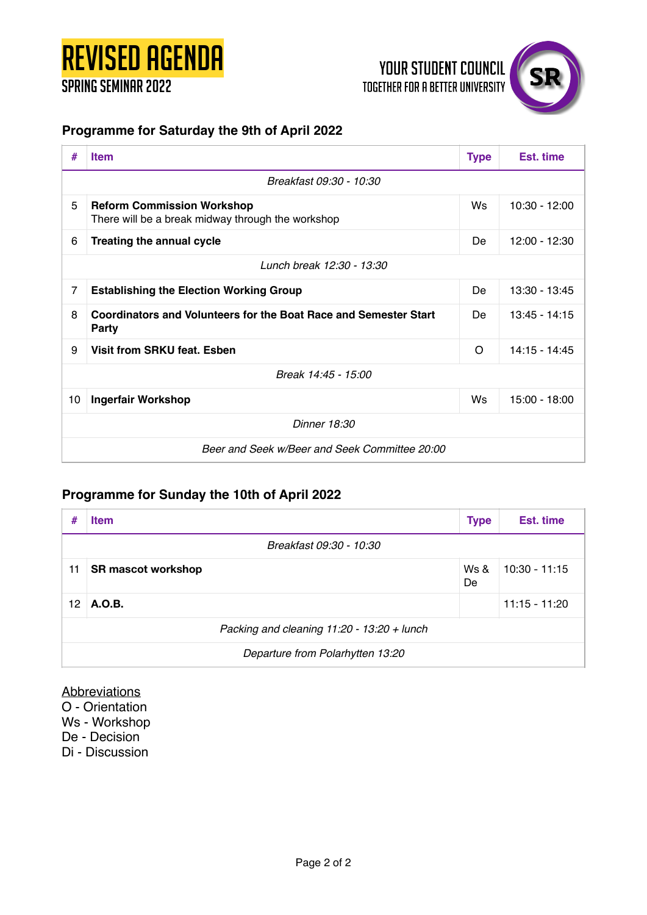# REVISED AGENDA

SPRING SEMINAR 2022

YOUR STUDENT COUNCIL
TOGETHER FOR A BETTER UNIVERSITY

SR

## Programme for Saturday the 9th of April 2022

| # | Item | Type | Est. time |
|---|---|---|---|
| | *Breakfast 09:30 - 10:30* | | |
| 5 | **Reform Commission Workshop**<br>There will be a break midway through the workshop | Ws | 10:30 - 12:00 |
| 6 | **Treating the annual cycle** | De | 12:00 - 12:30 |
| | *Lunch break 12:30 - 13:30* | | |
| 7 | **Establishing the Election Working Group** | De | 13:30 - 13:45 |
| 8 | **Coordinators and Volunteers for the Boat Race and Semester Start Party** | De | 13:45 - 14:15 |
| 9 | **Visit from SRKU feat. Esben** | O | 14:15 - 14:45 |
| | *Break 14:45 - 15:00* | | |
| 10 | **Ingerfair Workshop** | Ws | 15:00 - 18:00 |
| | *Dinner 18:30* | | |
| | *Beer and Seek w/Beer and Seek Committee 20:00* | | |

## Programme for Sunday the 10th of April 2022

| # | Item | Type | Est. time |
|---|---|---|---|
| | *Breakfast 09:30 - 10:30* | | |
| 11 | **SR mascot workshop** | Ws & De | 10:30 - 11:15 |
| 12 | **A.O.B.** | | 11:15 - 11:20 |
| | *Packing and cleaning 11:20 - 13:20 + lunch* | | |
| | *Departure from Polarhytten 13:20* | | |

Abbreviations
O - Orientation
Ws - Workshop
De - Decision
Di - Discussion